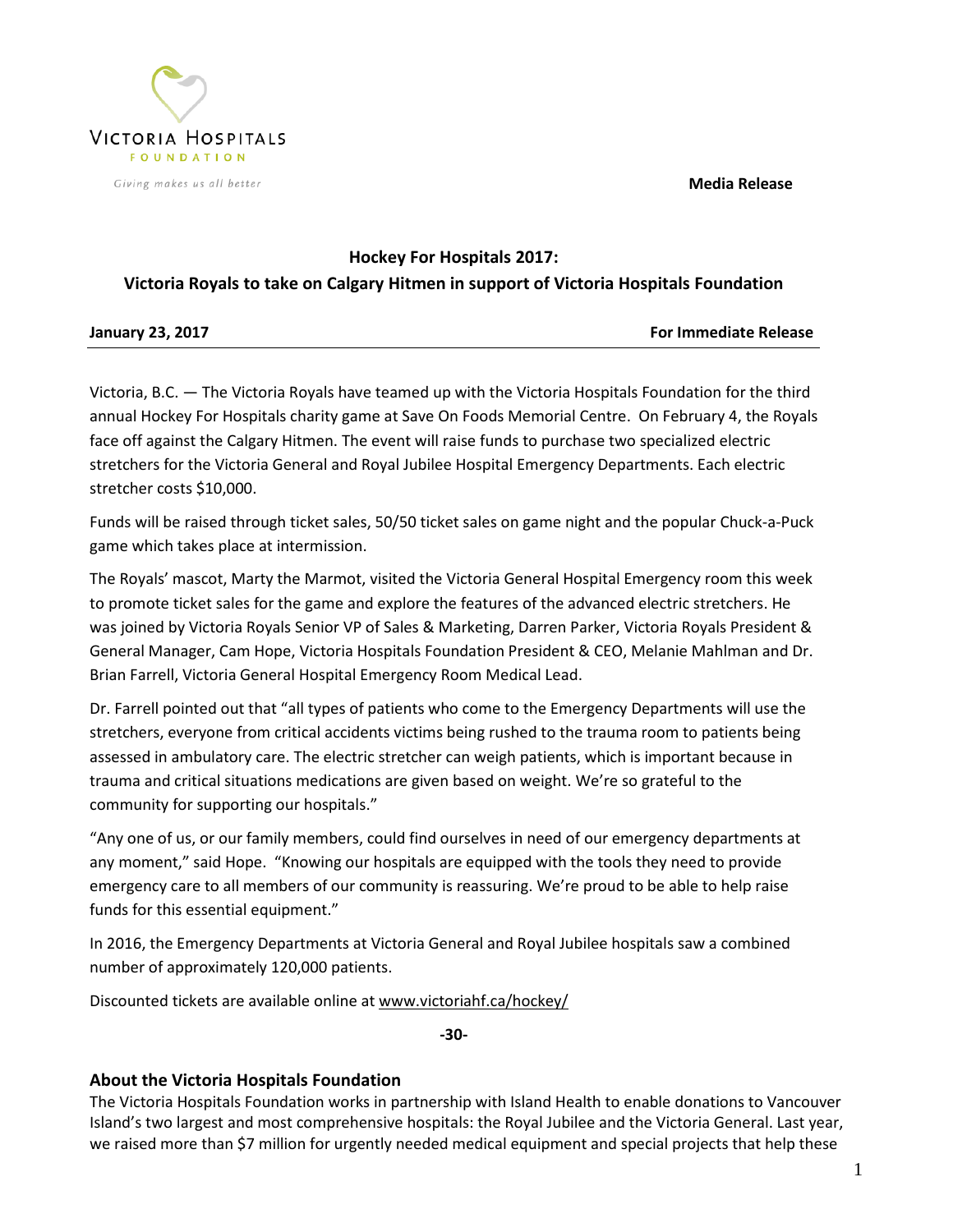Victoria Hospitals Foundation

*Giving makes us all better*

**Media Release**

## Hockey For Hospitals 2017: Victoria Royals to take on Calgary Hitmen in support of Victoria Hospitals Foundation

**January 23, 2017** **For Immediate Release**

Victoria, B.C. — The Victoria Royals have teamed up with the Victoria Hospitals Foundation for the third annual Hockey For Hospitals charity game at Save On Foods Memorial Centre. On February 4, the Royals face off against the Calgary Hitmen. The event will raise funds to purchase two specialized electric stretchers for the Victoria General and Royal Jubilee Hospital Emergency Departments. Each electric stretcher costs $10,000.

Funds will be raised through ticket sales, 50/50 ticket sales on game night and the popular Chuck-a-Puck game which takes place at intermission.

The Royals' mascot, Marty the Marmot, visited the Victoria General Hospital Emergency room this week to promote ticket sales for the game and explore the features of the advanced electric stretchers. He was joined by Victoria Royals Senior VP of Sales & Marketing, Darren Parker, Victoria Royals President & General Manager, Cam Hope, Victoria Hospitals Foundation President & CEO, Melanie Mahlman and Dr. Brian Farrell, Victoria General Hospital Emergency Room Medical Lead.

Dr. Farrell pointed out that "all types of patients who come to the Emergency Departments will use the stretchers, everyone from critical accidents victims being rushed to the trauma room to patients being assessed in ambulatory care. The electric stretcher can weigh patients, which is important because in trauma and critical situations medications are given based on weight. We're so grateful to the community for supporting our hospitals."

"Any one of us, or our family members, could find ourselves in need of our emergency departments at any moment," said Hope. "Knowing our hospitals are equipped with the tools they need to provide emergency care to all members of our community is reassuring. We're proud to be able to help raise funds for this essential equipment."

In 2016, the Emergency Departments at Victoria General and Royal Jubilee hospitals saw a combined number of approximately 120,000 patients.

Discounted tickets are available online at www.victoriahf.ca/hockey/

-30-

### About the Victoria Hospitals Foundation

The Victoria Hospitals Foundation works in partnership with Island Health to enable donations to Vancouver Island's two largest and most comprehensive hospitals: the Royal Jubilee and the Victoria General. Last year, we raised more than $7 million for urgently needed medical equipment and special projects that help these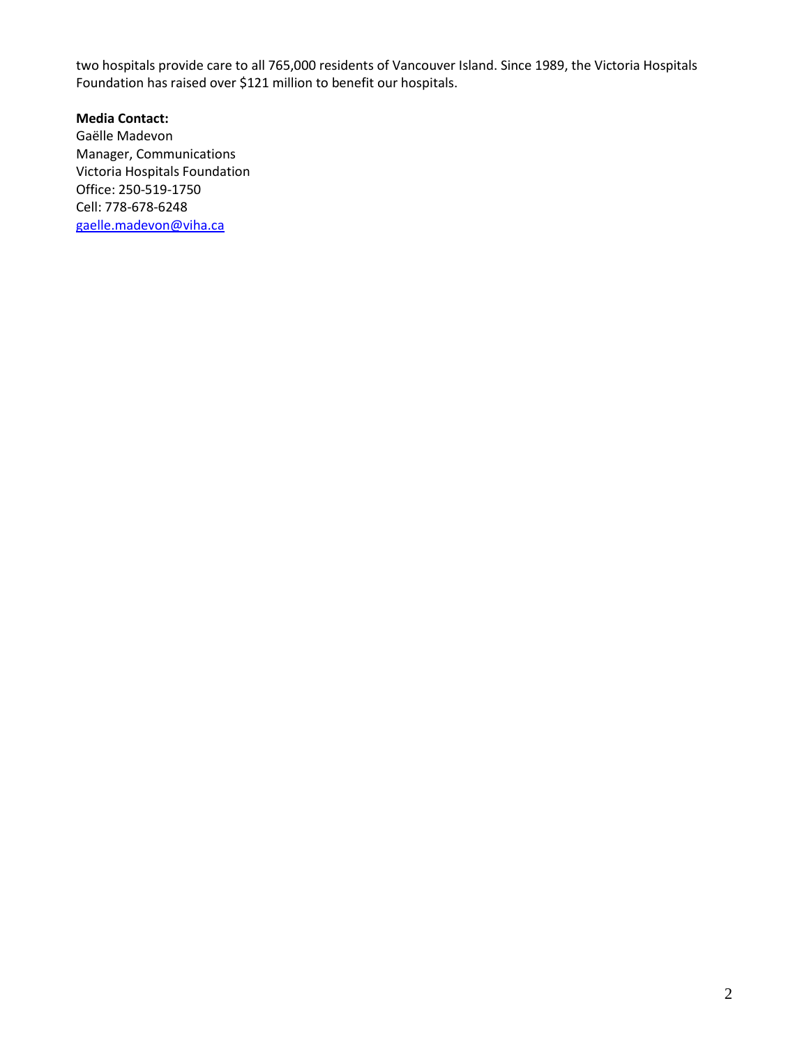two hospitals provide care to all 765,000 residents of Vancouver Island. Since 1989, the Victoria Hospitals Foundation has raised over $121 million to benefit our hospitals.

**Media Contact:**
Gaëlle Madevon
Manager, Communications
Victoria Hospitals Foundation
Office: 250-519-1750
Cell: 778-678-6248
gaelle.madevon@viha.ca